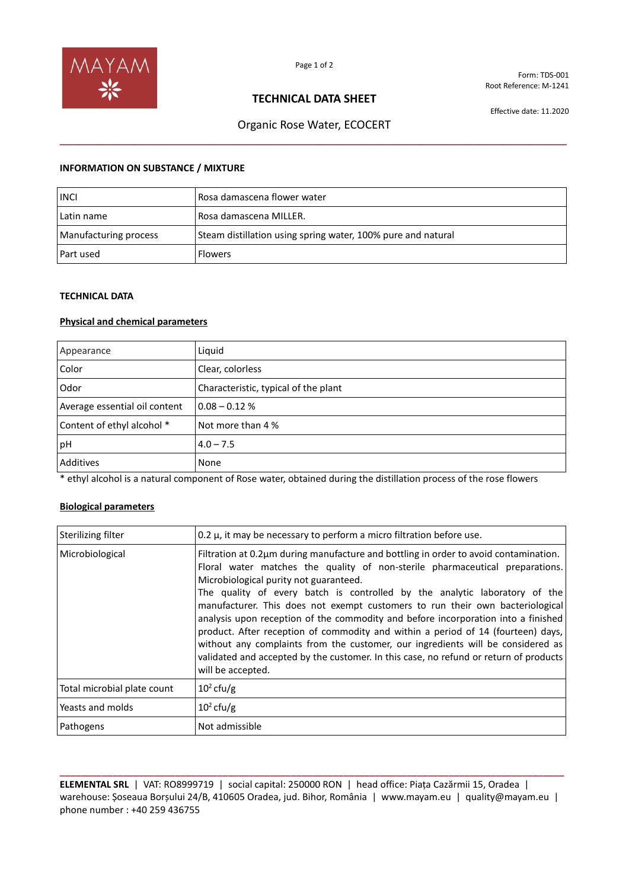Form: TDS-001
Root Reference: M-1241

Effective date: 11.2020

# TECHNICAL DATA SHEET

## Organic Rose Water, ECOCERT

### INFORMATION ON SUBSTANCE / MIXTURE

| | |
|---|---|
| INCI | Rosa damascena flower water |
| Latin name | Rosa damascena MILLER. |
| Manufacturing process | Steam distillation using spring water, 100% pure and natural |
| Part used | Flowers |

### TECHNICAL DATA

**Physical and chemical parameters**

| | |
|---|---|
| Appearance | Liquid |
| Color | Clear, colorless |
| Odor | Characteristic, typical of the plant |
| Average essential oil content | 0.08 – 0.12 % |
| Content of ethyl alcohol * | Not more than 4 % |
| pH | 4.0 – 7.5 |
| Additives | None |

* ethyl alcohol is a natural component of Rose water, obtained during the distillation process of the rose flowers

**Biological parameters**

| | |
|---|---|
| Sterilizing filter | 0.2 µ, it may be necessary to perform a micro filtration before use. |
| Microbiological | Filtration at 0.2µm during manufacture and bottling in order to avoid contamination. Floral water matches the quality of non-sterile pharmaceutical preparations. Microbiological purity not guaranteed. The quality of every batch is controlled by the analytic laboratory of the manufacturer. This does not exempt customers to run their own bacteriological analysis upon reception of the commodity and before incorporation into a finished product. After reception of commodity and within a period of 14 (fourteen) days, without any complaints from the customer, our ingredients will be considered as validated and accepted by the customer. In this case, no refund or return of products will be accepted. |
| Total microbial plate count | $10^2$ cfu/g |
| Yeasts and molds | $10^2$ cfu/g |
| Pathogens | Not admissible |

**ELEMENTAL SRL** | VAT: RO8999719 | social capital: 250000 RON | head office: Piața Cazărmii 15, Oradea | warehouse: Șoseaua Borșului 24/B, 410605 Oradea, jud. Bihor, România | www.mayam.eu | quality@mayam.eu | phone number : +40 259 436755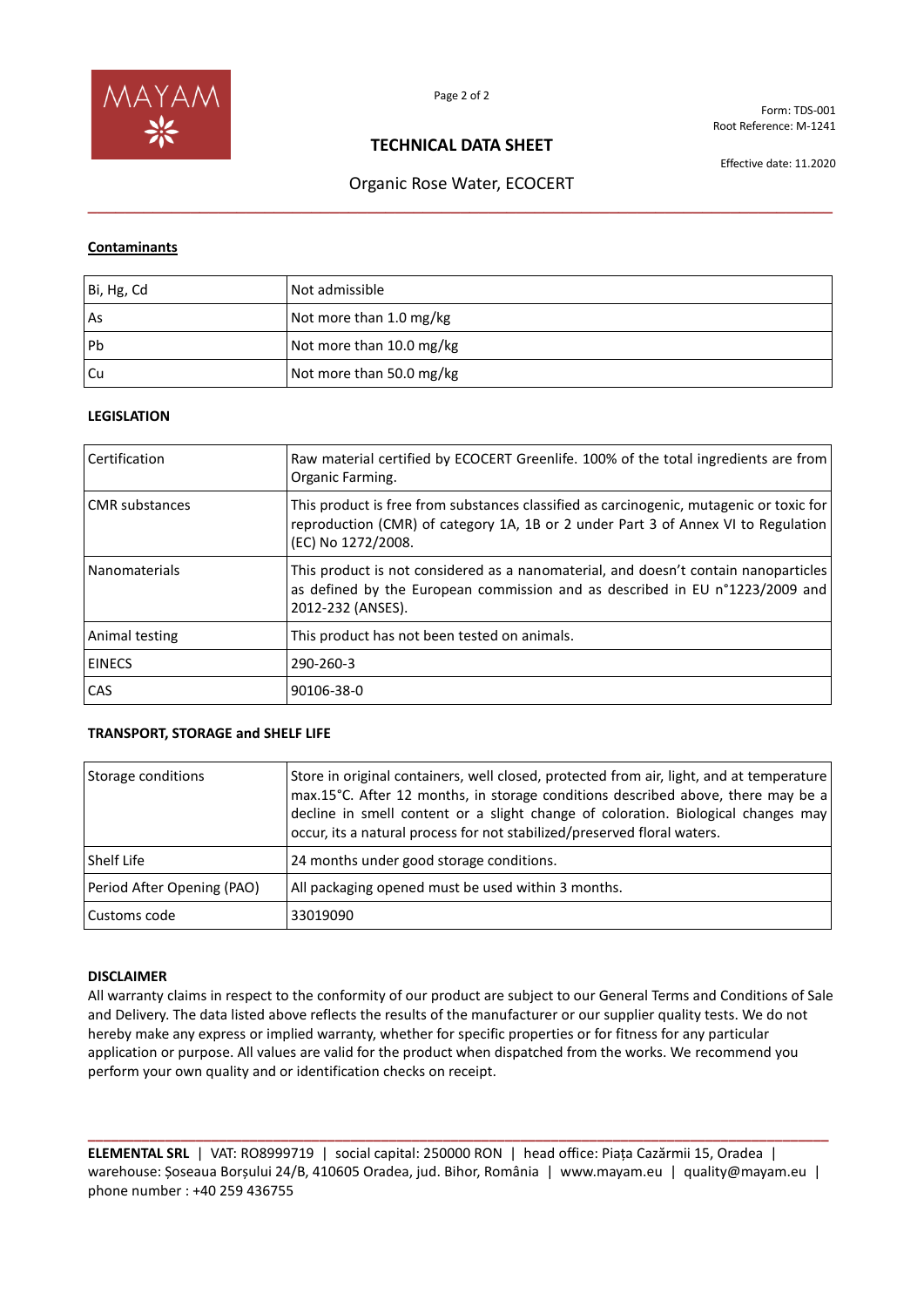## Contaminants

| | |
|---|---|
| Bi, Hg, Cd | Not admissible |
| As | Not more than 1.0 mg/kg |
| Pb | Not more than 10.0 mg/kg |
| Cu | Not more than 50.0 mg/kg |

## LEGISLATION

| | |
|---|---|
| Certification | Raw material certified by ECOCERT Greenlife. 100% of the total ingredients are from Organic Farming. |
| CMR substances | This product is free from substances classified as carcinogenic, mutagenic or toxic for reproduction (CMR) of category 1A, 1B or 2 under Part 3 of Annex VI to Regulation (EC) No 1272/2008. |
| Nanomaterials | This product is not considered as a nanomaterial, and doesn't contain nanoparticles as defined by the European commission and as described in EU n°1223/2009 and 2012-232 (ANSES). |
| Animal testing | This product has not been tested on animals. |
| EINECS | 290-260-3 |
| CAS | 90106-38-0 |

## TRANSPORT, STORAGE and SHELF LIFE

| | |
|---|---|
| Storage conditions | Store in original containers, well closed, protected from air, light, and at temperature max.15°C. After 12 months, in storage conditions described above, there may be a decline in smell content or a slight change of coloration. Biological changes may occur, its a natural process for not stabilized/preserved floral waters. |
| Shelf Life | 24 months under good storage conditions. |
| Period After Opening (PAO) | All packaging opened must be used within 3 months. |
| Customs code | 33019090 |

## DISCLAIMER

All warranty claims in respect to the conformity of our product are subject to our General Terms and Conditions of Sale and Delivery. The data listed above reflects the results of the manufacturer or our supplier quality tests. We do not hereby make any express or implied warranty, whether for specific properties or for fitness for any particular application or purpose. All values are valid for the product when dispatched from the works. We recommend you perform your own quality and or identification checks on receipt.

**ELEMENTAL SRL** | VAT: RO8999719 | social capital: 250000 RON | head office: Piața Cazărmii 15, Oradea | warehouse: Șoseaua Borșului 24/B, 410605 Oradea, jud. Bihor, România | www.mayam.eu | quality@mayam.eu | phone number : +40 259 436755